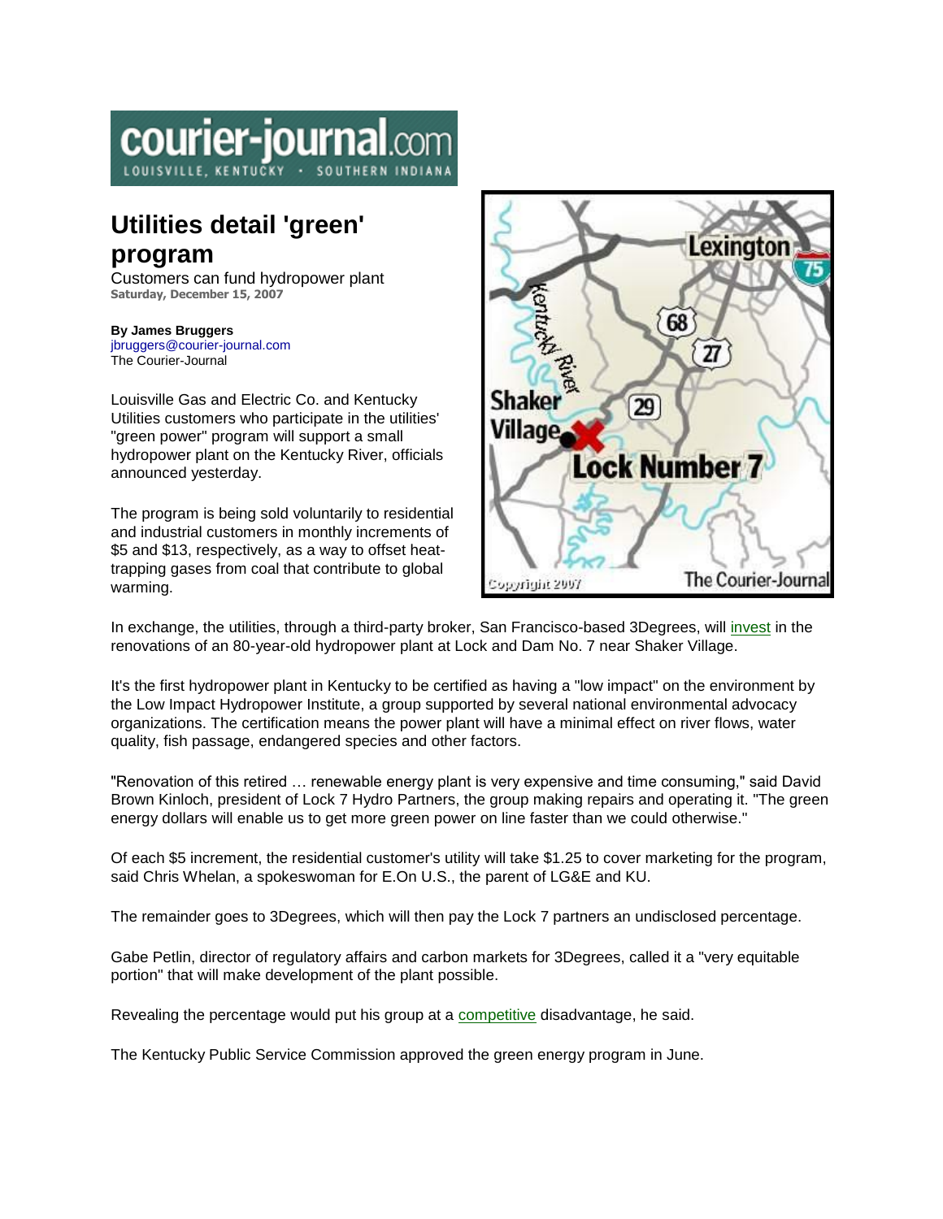courier-journal.com
LOUISVILLE, KENTUCKY · SOUTHERN INDIANA

# Utilities detail 'green' program

Customers can fund hydropower plant
**Saturday, December 15, 2007**

**By James Bruggers**
jbruggers@courier-journal.com
The Courier-Journal

Louisville Gas and Electric Co. and Kentucky Utilities customers who participate in the utilities' "green power" program will support a small hydropower plant on the Kentucky River, officials announced yesterday.

The program is being sold voluntarily to residential and industrial customers in monthly increments of $5 and $13, respectively, as a way to offset heat-trapping gases from coal that contribute to global warming.

In exchange, the utilities, through a third-party broker, San Francisco-based 3Degrees, will invest in the renovations of an 80-year-old hydropower plant at Lock and Dam No. 7 near Shaker Village.

It's the first hydropower plant in Kentucky to be certified as having a "low impact" on the environment by the Low Impact Hydropower Institute, a group supported by several national environmental advocacy organizations. The certification means the power plant will have a minimal effect on river flows, water quality, fish passage, endangered species and other factors.

"Renovation of this retired … renewable energy plant is very expensive and time consuming," said David Brown Kinloch, president of Lock 7 Hydro Partners, the group making repairs and operating it. "The green energy dollars will enable us to get more green power on line faster than we could otherwise."

Of each $5 increment, the residential customer's utility will take $1.25 to cover marketing for the program, said Chris Whelan, a spokeswoman for E.On U.S., the parent of LG&E and KU.

The remainder goes to 3Degrees, which will then pay the Lock 7 partners an undisclosed percentage.

Gabe Petlin, director of regulatory affairs and carbon markets for 3Degrees, called it a "very equitable portion" that will make development of the plant possible.

Revealing the percentage would put his group at a competitive disadvantage, he said.

The Kentucky Public Service Commission approved the green energy program in June.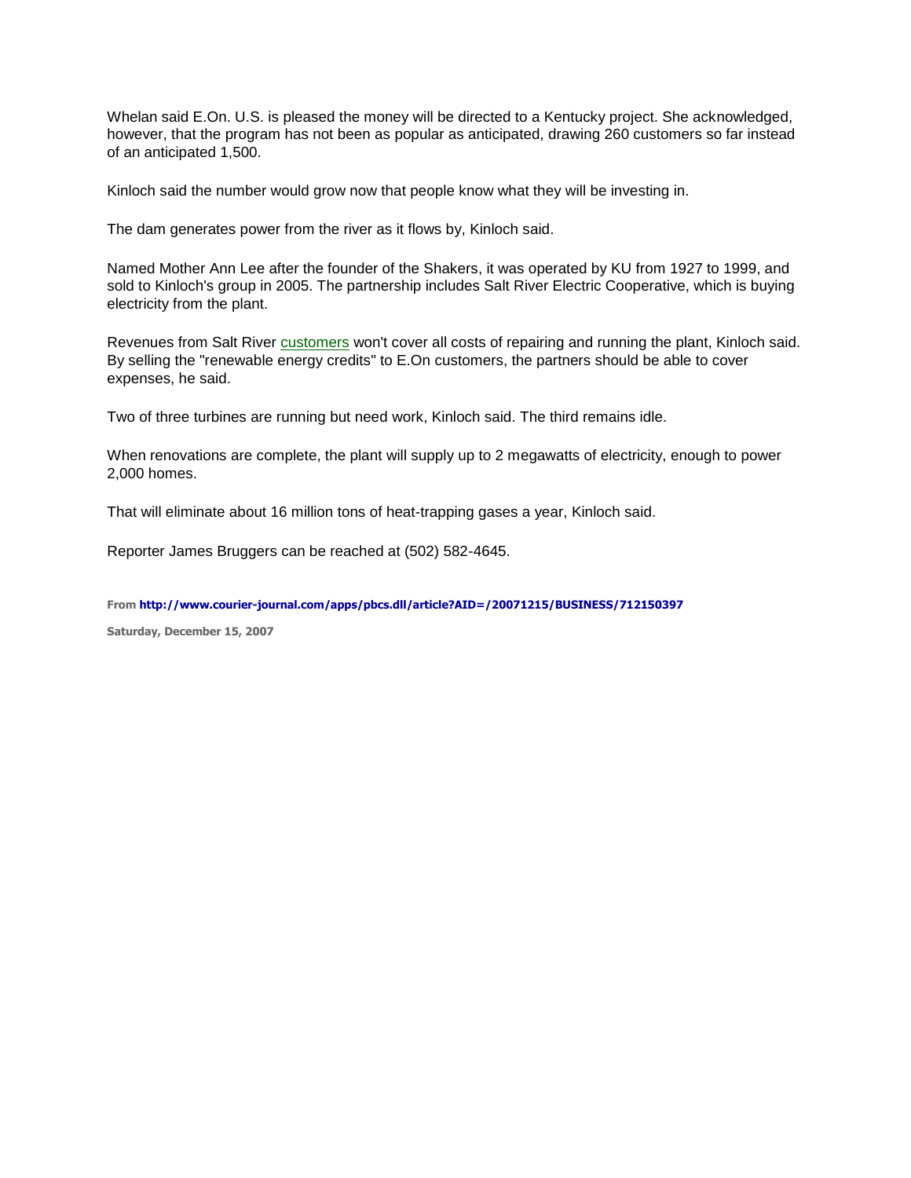Whelan said E.On. U.S. is pleased the money will be directed to a Kentucky project. She acknowledged, however, that the program has not been as popular as anticipated, drawing 260 customers so far instead of an anticipated 1,500.

Kinloch said the number would grow now that people know what they will be investing in.

The dam generates power from the river as it flows by, Kinloch said.

Named Mother Ann Lee after the founder of the Shakers, it was operated by KU from 1927 to 1999, and sold to Kinloch's group in 2005. The partnership includes Salt River Electric Cooperative, which is buying electricity from the plant.

Revenues from Salt River customers won't cover all costs of repairing and running the plant, Kinloch said. By selling the "renewable energy credits" to E.On customers, the partners should be able to cover expenses, he said.

Two of three turbines are running but need work, Kinloch said. The third remains idle.

When renovations are complete, the plant will supply up to 2 megawatts of electricity, enough to power 2,000 homes.

That will eliminate about 16 million tons of heat-trapping gases a year, Kinloch said.

Reporter James Bruggers can be reached at (502) 582-4645.

**From http://www.courier-journal.com/apps/pbcs.dll/article?AID=/20071215/BUSINESS/712150397**

**Saturday, December 15, 2007**